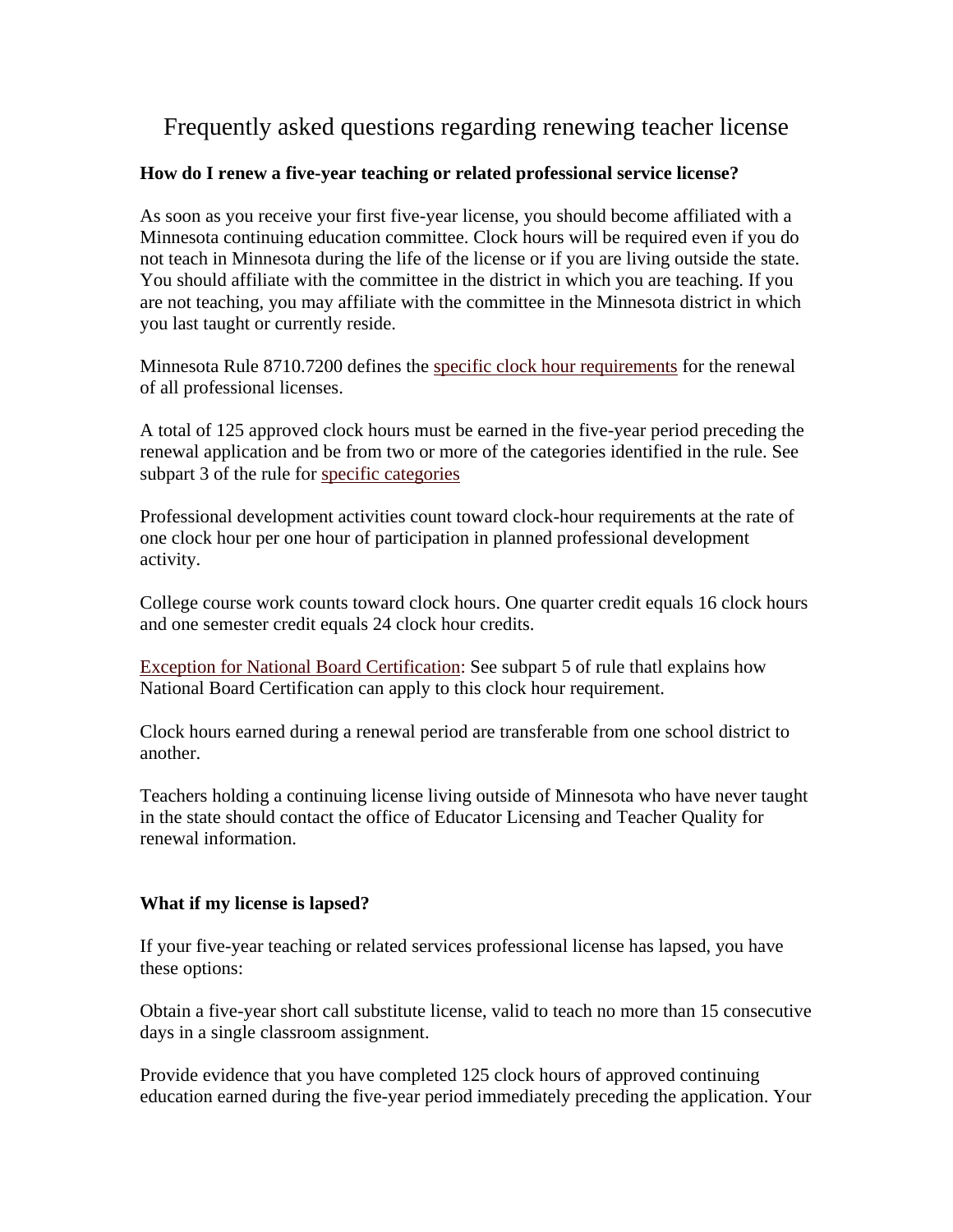# Frequently asked questions regarding renewing teacher license

**How do I renew a five-year teaching or related professional service license?**

As soon as you receive your first five-year license, you should become affiliated with a Minnesota continuing education committee. Clock hours will be required even if you do not teach in Minnesota during the life of the license or if you are living outside the state. You should affiliate with the committee in the district in which you are teaching. If you are not teaching, you may affiliate with the committee in the Minnesota district in which you last taught or currently reside.

Minnesota Rule 8710.7200 defines the specific clock hour requirements for the renewal of all professional licenses.

A total of 125 approved clock hours must be earned in the five-year period preceding the renewal application and be from two or more of the categories identified in the rule. See subpart 3 of the rule for specific categories

Professional development activities count toward clock-hour requirements at the rate of one clock hour per one hour of participation in planned professional development activity.

College course work counts toward clock hours. One quarter credit equals 16 clock hours and one semester credit equals 24 clock hour credits.

Exception for National Board Certification: See subpart 5 of rule thatl explains how National Board Certification can apply to this clock hour requirement.

Clock hours earned during a renewal period are transferable from one school district to another.

Teachers holding a continuing license living outside of Minnesota who have never taught in the state should contact the office of Educator Licensing and Teacher Quality for renewal information.

**What if my license is lapsed?**

If your five-year teaching or related services professional license has lapsed, you have these options:

Obtain a five-year short call substitute license, valid to teach no more than 15 consecutive days in a single classroom assignment.

Provide evidence that you have completed 125 clock hours of approved continuing education earned during the five-year period immediately preceding the application. Your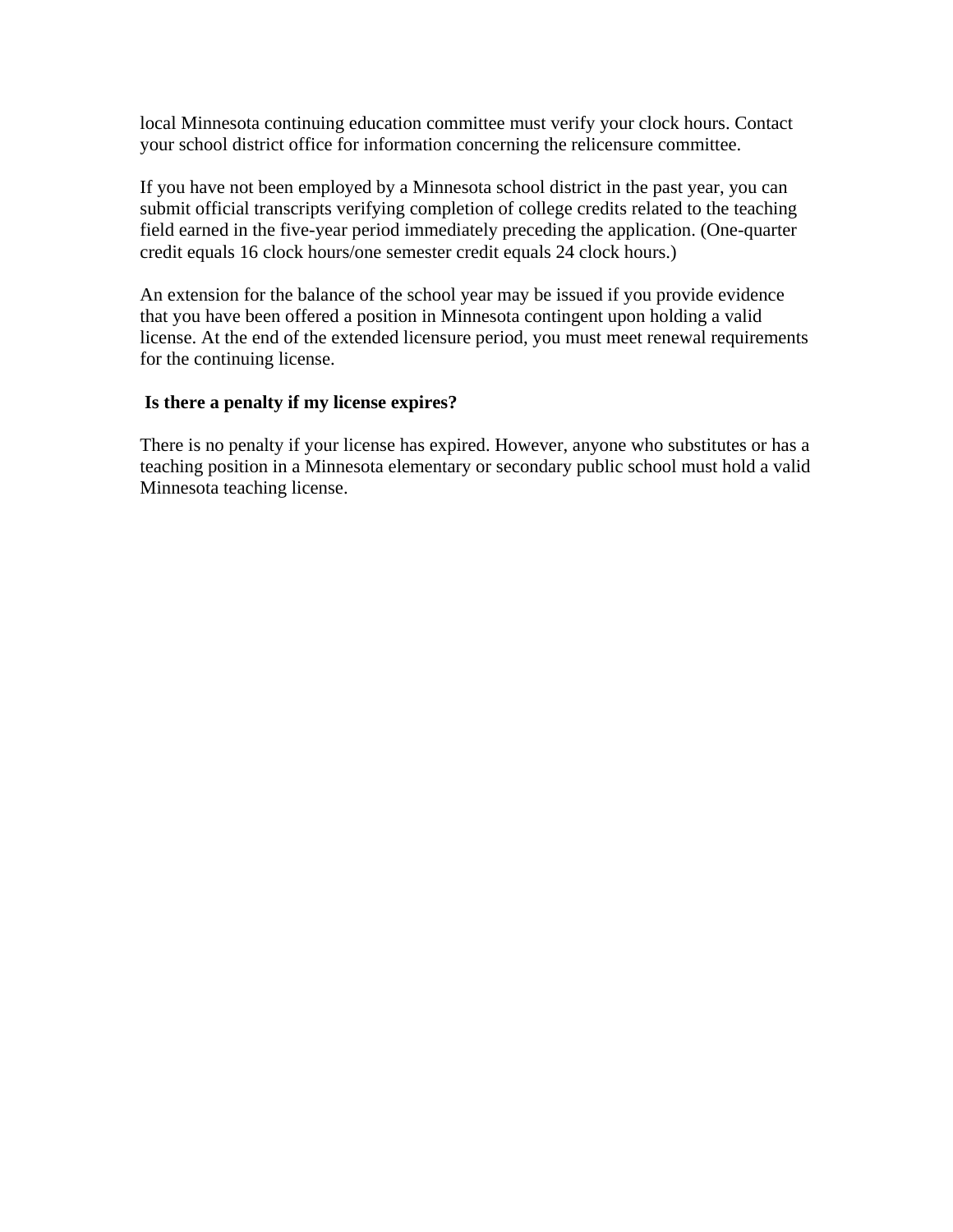local Minnesota continuing education committee must verify your clock hours. Contact your school district office for information concerning the relicensure committee.

If you have not been employed by a Minnesota school district in the past year, you can submit official transcripts verifying completion of college credits related to the teaching field earned in the five-year period immediately preceding the application. (One-quarter credit equals 16 clock hours/one semester credit equals 24 clock hours.)

An extension for the balance of the school year may be issued if you provide evidence that you have been offered a position in Minnesota contingent upon holding a valid license. At the end of the extended licensure period, you must meet renewal requirements for the continuing license.

**Is there a penalty if my license expires?**

There is no penalty if your license has expired. However, anyone who substitutes or has a teaching position in a Minnesota elementary or secondary public school must hold a valid Minnesota teaching license.